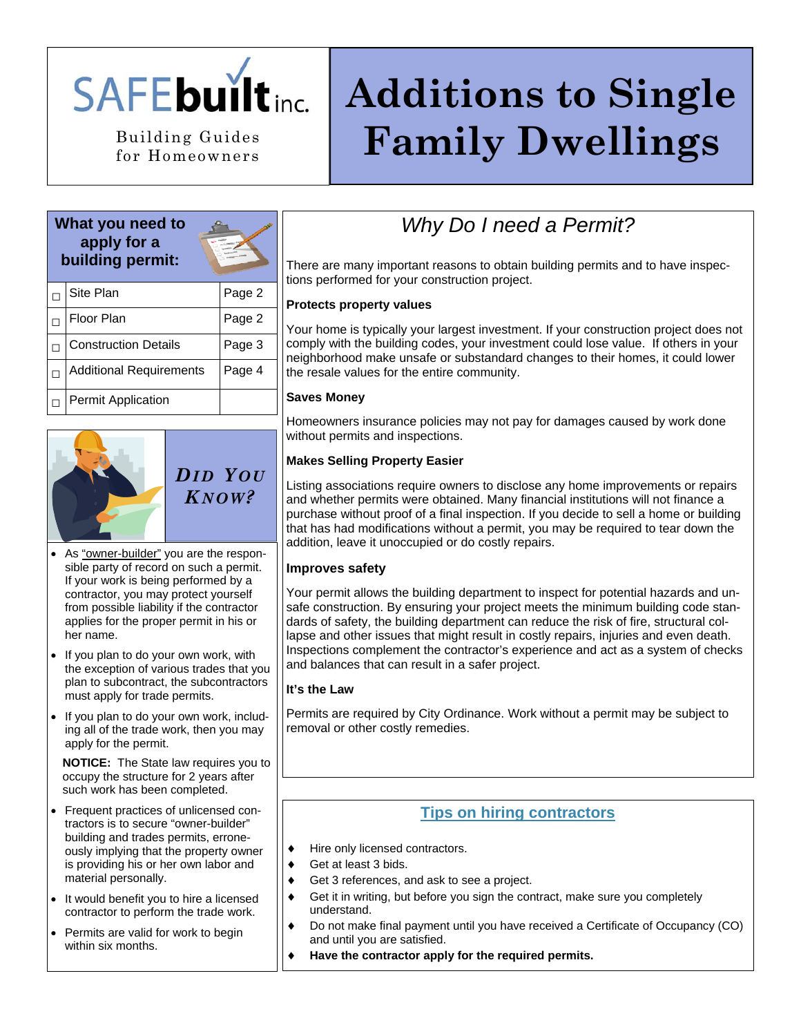SAFEbuilt inc.

Building Guides for Homeowners

# Additions to Single Family Dwellings

## What you need to apply for a building permit:

| | | |
|---|---|---|
| ☐ | Site Plan | Page 2 |
| ☐ | Floor Plan | Page 2 |
| ☐ | Construction Details | Page 3 |
| ☐ | Additional Requirements | Page 4 |
| ☐ | Permit Application | |

## *Did You Know?*

- As "owner-builder" you are the responsible party of record on such a permit. If your work is being performed by a contractor, you may protect yourself from possible liability if the contractor applies for the proper permit in his or her name.
- If you plan to do your own work, with the exception of various trades that you plan to subcontract, the subcontractors must apply for trade permits.
- If you plan to do your own work, including all of the trade work, then you may apply for the permit.

  **NOTICE:** The State law requires you to occupy the structure for 2 years after such work has been completed.
- Frequent practices of unlicensed contractors is to secure "owner-builder" building and trades permits, erroneously implying that the property owner is providing his or her own labor and material personally.
- It would benefit you to hire a licensed contractor to perform the trade work.
- Permits are valid for work to begin within six months.

## *Why Do I need a Permit?*

There are many important reasons to obtain building permits and to have inspections performed for your construction project.

**Protects property values**

Your home is typically your largest investment. If your construction project does not comply with the building codes, your investment could lose value. If others in your neighborhood make unsafe or substandard changes to their homes, it could lower the resale values for the entire community.

**Saves Money**

Homeowners insurance policies may not pay for damages caused by work done without permits and inspections.

**Makes Selling Property Easier**

Listing associations require owners to disclose any home improvements or repairs and whether permits were obtained. Many financial institutions will not finance a purchase without proof of a final inspection. If you decide to sell a home or building that has had modifications without a permit, you may be required to tear down the addition, leave it unoccupied or do costly repairs.

**Improves safety**

Your permit allows the building department to inspect for potential hazards and unsafe construction. By ensuring your project meets the minimum building code standards of safety, the building department can reduce the risk of fire, structural collapse and other issues that might result in costly repairs, injuries and even death. Inspections complement the contractor's experience and act as a system of checks and balances that can result in a safer project.

**It's the Law**

Permits are required by City Ordinance. Work without a permit may be subject to removal or other costly remedies.

## Tips on hiring contractors

- Hire only licensed contractors.
- Get at least 3 bids.
- Get 3 references, and ask to see a project.
- Get it in writing, but before you sign the contract, make sure you completely understand.
- Do not make final payment until you have received a Certificate of Occupancy (CO) and until you are satisfied.
- **Have the contractor apply for the required permits.**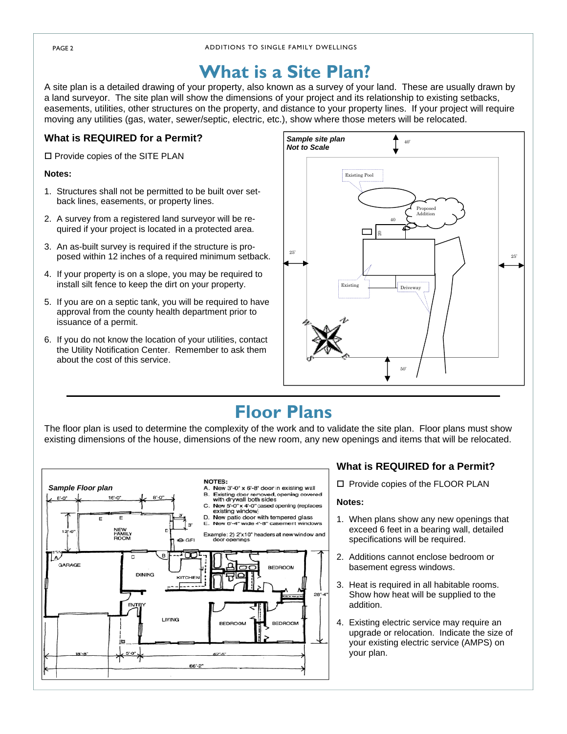# What is a Site Plan?

A site plan is a detailed drawing of your property, also known as a survey of your land. These are usually drawn by a land surveyor. The site plan will show the dimensions of your project and its relationship to existing setbacks, easements, utilities, other structures on the property, and distance to your property lines. If your project will require moving any utilities (gas, water, sewer/septic, electric, etc.), show where those meters will be relocated.

## What is REQUIRED for a Permit?

☐ Provide copies of the SITE PLAN

**Notes:**

1. Structures shall not be permitted to be built over setback lines, easements, or property lines.
2. A survey from a registered land surveyor will be required if your project is located in a protected area.
3. An as-built survey is required if the structure is proposed within 12 inches of a required minimum setback.
4. If your property is on a slope, you may be required to install silt fence to keep the dirt on your property.
5. If you are on a septic tank, you will be required to have approval from the county health department prior to issuance of a permit.
6. If you do not know the location of your utilities, contact the Utility Notification Center. Remember to ask them about the cost of this service.

***Sample site plan Not to Scale***

# Floor Plans

The floor plan is used to determine the complexity of the work and to validate the site plan. Floor plans must show existing dimensions of the house, dimensions of the new room, any new openings and items that will be relocated.

***Sample Floor plan***

NOTES:
A. New 3'-0" x 6'-8' door in existing wall
B. Existing door removed, opening covered with drywall both sides
C. New 5'-0" x 4'-0" cased opening (replaces existing window)
D. New patio door with tempered glass
E. New 6'-4" wide 4'-8" casement windows

Example: 2) 2"x10" headers at new window and door openings

## What is REQUIRED for a Permit?

☐ Provide copies of the FLOOR PLAN

**Notes:**

1. When plans show any new openings that exceed 6 feet in a bearing wall, detailed specifications will be required.
2. Additions cannot enclose bedroom or basement egress windows.
3. Heat is required in all habitable rooms. Show how heat will be supplied to the addition.
4. Existing electric service may require an upgrade or relocation. Indicate the size of your existing electric service (AMPS) on your plan.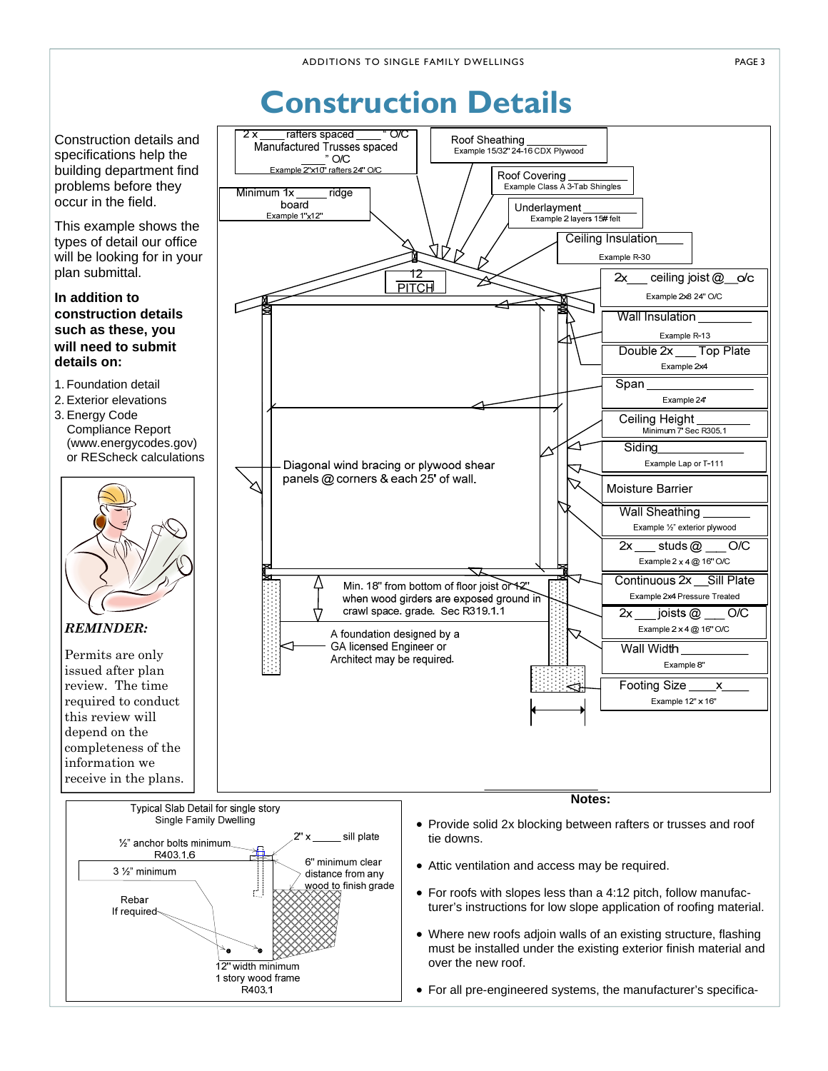# Construction Details

Construction details and specifications help the building department find problems before they occur in the field.

This example shows the types of detail our office will be looking for in your plan submittal.

**In addition to construction details such as these, you will need to submit details on:**

1. Foundation detail
2. Exterior elevations
3. Energy Code Compliance Report (www.energycodes.gov) or REScheck calculations

***REMINDER:***

Permits are only issued after plan review. The time required to conduct this review will depend on the completeness of the information we receive in the plans.

2 x ____ rafters spaced ____" O/C
Manufactured Trusses spaced ____" O/C
Example 2"x10" rafters 24" O/C

Roof Sheathing __________
Example 15/32" 24-16 CDX Plywood

Minimum 1x _____ ridge board
Example 1"x12"

Roof Covering __________
Example Class A 3-Tab Shingles

Underlayment __________
Example 2 layers 15# felt

Ceiling Insulation______
Example R-30

12 PITCH

2x___ ceiling joist @__o/c
Example 2x8 24" O/C

Wall Insulation __________
Example R-13

Double 2x ___ Top Plate
Example 2x4

Span __________
Example 24'

Ceiling Height __________
Minimum 7' Sec R305.1

Siding__________
Example Lap or T-111

Diagonal wind bracing or plywood shear panels @ corners & each 25' of wall.

Moisture Barrier

Wall Sheathing ________
Example ½" exterior plywood

2x___ studs @ ___ O/C
Example 2 x 4 @ 16" O/C

Continuous 2x __Sill Plate
Example 2x4 Pressure Treated

Min. 18" from bottom of floor joist or 12" when wood girders are exposed ground in crawl space. grade. Sec R319.1.1

2x ___ joists @ ___ O/C
Example 2 x 4 @ 16" O/C

A foundation designed by a GA licensed Engineer or Architect may be required.

Wall Width __________
Example 8"

Footing Size ____x____
Example 12" x 16"

Typical Slab Detail for single story Single Family Dwelling

½" anchor bolts minimum R403.1.6

2" x _____ sill plate

3 ½" minimum

6" minimum clear distance from any wood to finish grade

Rebar If required

12" width minimum
1 story wood frame
R403.1

**Notes:**

- Provide solid 2x blocking between rafters or trusses and roof tie downs.
- Attic ventilation and access may be required.
- For roofs with slopes less than a 4:12 pitch, follow manufacturer's instructions for low slope application of roofing material.
- Where new roofs adjoin walls of an existing structure, flashing must be installed under the existing exterior finish material and over the new roof.
- For all pre-engineered systems, the manufacturer's specifica-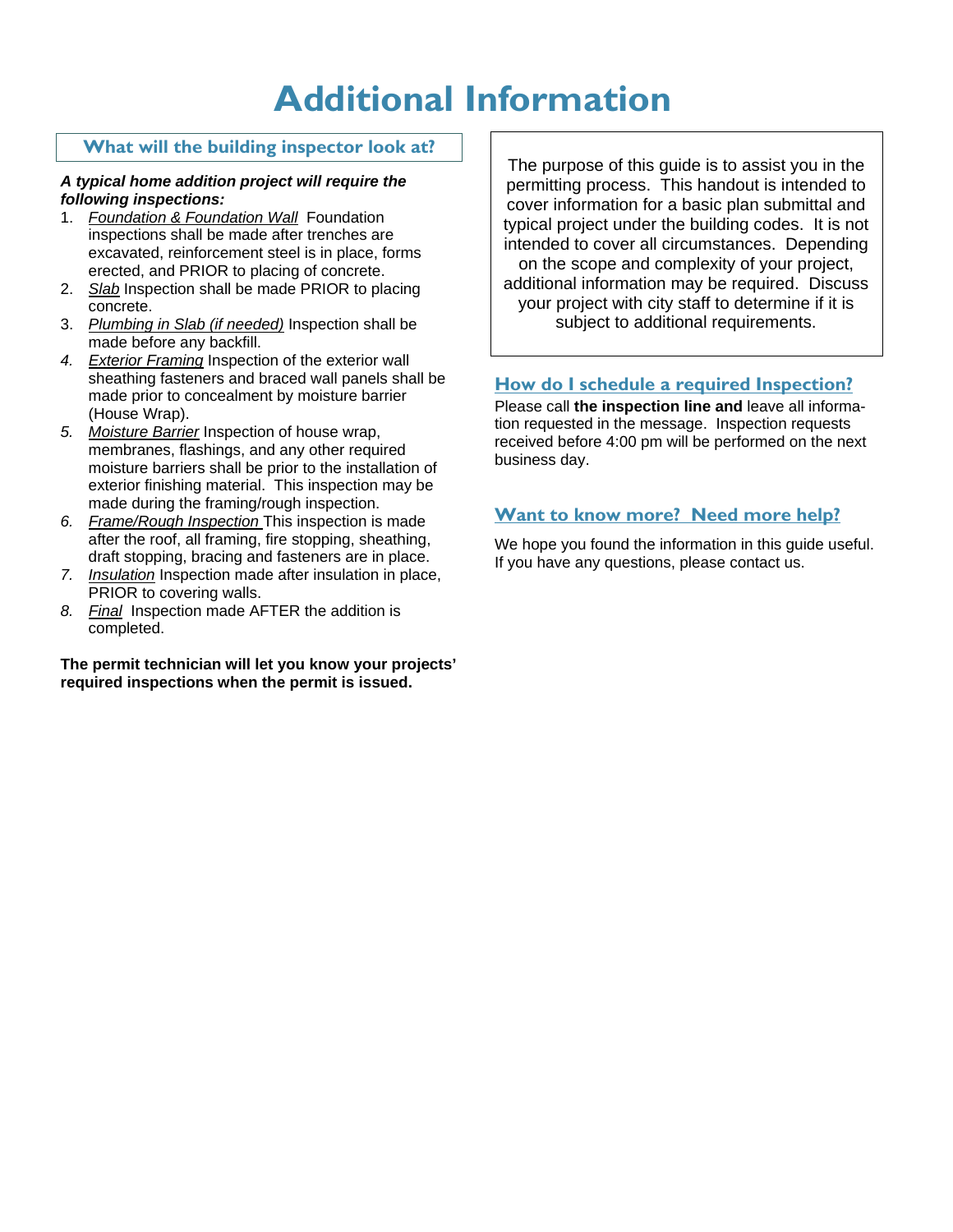// Additional Information

## What will the building inspector look at?

***A typical home addition project will require the following inspections:***

1. *Foundation & Foundation Wall* Foundation inspections shall be made after trenches are excavated, reinforcement steel is in place, forms erected, and PRIOR to placing of concrete.
2. *Slab* Inspection shall be made PRIOR to placing concrete.
3. *Plumbing in Slab (if needed)* Inspection shall be made before any backfill.
4. *Exterior Framing* Inspection of the exterior wall sheathing fasteners and braced wall panels shall be made prior to concealment by moisture barrier (House Wrap).
5. *Moisture Barrier* Inspection of house wrap, membranes, flashings, and any other required moisture barriers shall be prior to the installation of exterior finishing material. This inspection may be made during the framing/rough inspection.
6. *Frame/Rough Inspection* This inspection is made after the roof, all framing, fire stopping, sheathing, draft stopping, bracing and fasteners are in place.
7. *Insulation* Inspection made after insulation in place, PRIOR to covering walls.
8. *Final* Inspection made AFTER the addition is completed.

**The permit technician will let you know your projects' required inspections when the permit is issued.**

The purpose of this guide is to assist you in the permitting process. This handout is intended to cover information for a basic plan submittal and typical project under the building codes. It is not intended to cover all circumstances. Depending on the scope and complexity of your project, additional information may be required. Discuss your project with city staff to determine if it is subject to additional requirements.

## How do I schedule a required Inspection?

Please call **the inspection line and** leave all information requested in the message. Inspection requests received before 4:00 pm will be performed on the next business day.

## Want to know more? Need more help?

We hope you found the information in this guide useful. If you have any questions, please contact us.